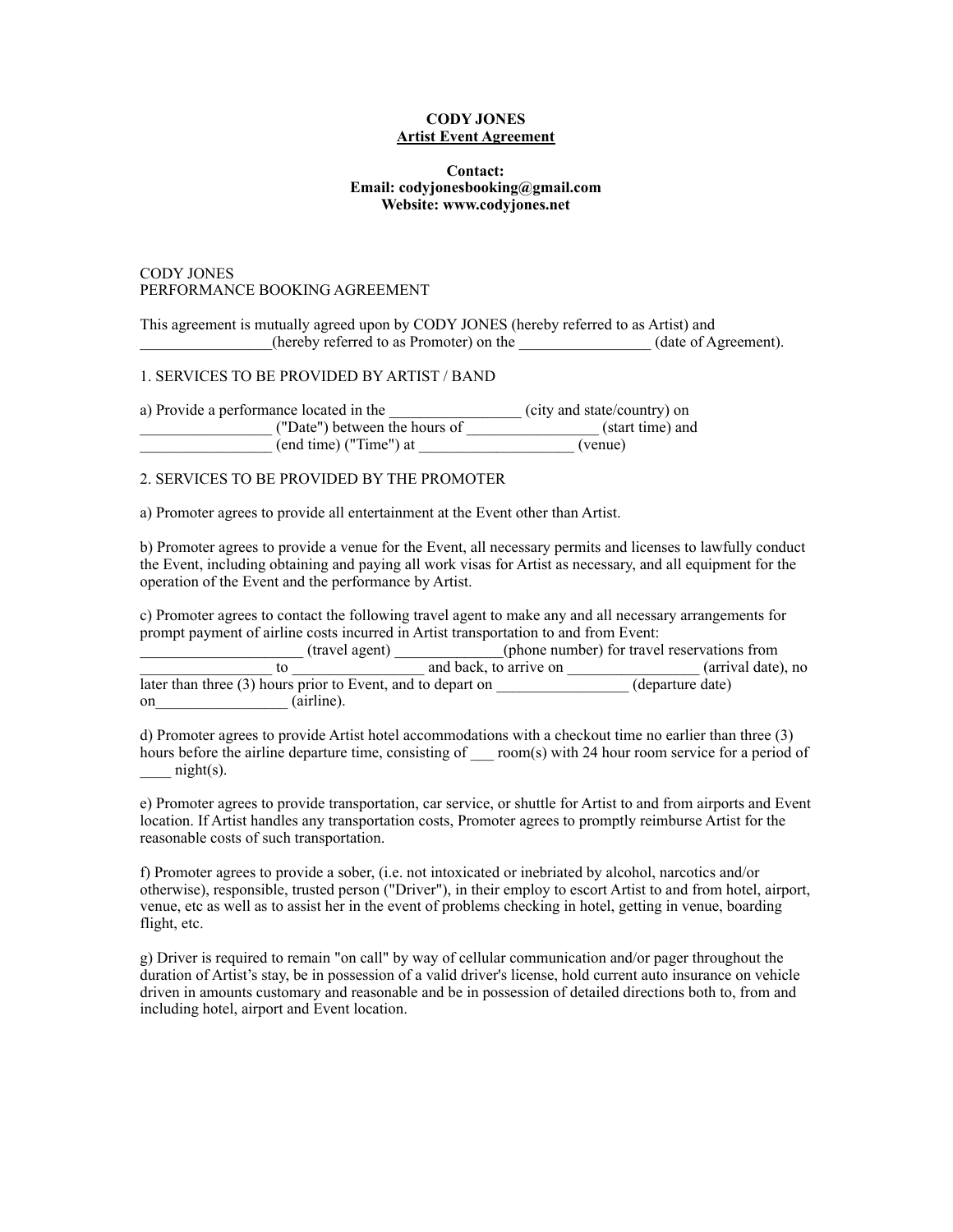**CODY JONES**
**Artist Event Agreement**

**Contact:**
**Email: codyjonesbooking@gmail.com**
**Website: www.codyjones.net**

CODY JONES
PERFORMANCE BOOKING AGREEMENT

This agreement is mutually agreed upon by CODY JONES (hereby referred to as Artist) and _________________(hereby referred to as Promoter) on the _________________ (date of Agreement).

1. SERVICES TO BE PROVIDED BY ARTIST / BAND

a) Provide a performance located in the _________________ (city and state/country) on _________________ ("Date") between the hours of _________________ (start time) and _________________ (end time) ("Time") at ____________________ (venue)

2. SERVICES TO BE PROVIDED BY THE PROMOTER

a) Promoter agrees to provide all entertainment at the Event other than Artist.

b) Promoter agrees to provide a venue for the Event, all necessary permits and licenses to lawfully conduct the Event, including obtaining and paying all work visas for Artist as necessary, and all equipment for the operation of the Event and the performance by Artist.

c) Promoter agrees to contact the following travel agent to make any and all necessary arrangements for prompt payment of airline costs incurred in Artist transportation to and from Event: ____________________ (travel agent) ______________(phone number) for travel reservations from _________________ to _________________ and back, to arrive on _________________ (arrival date), no later than three (3) hours prior to Event, and to depart on _________________ (departure date) on_________________ (airline).

d) Promoter agrees to provide Artist hotel accommodations with a checkout time no earlier than three (3) hours before the airline departure time, consisting of ___ room(s) with 24 hour room service for a period of ____ night(s).

e) Promoter agrees to provide transportation, car service, or shuttle for Artist to and from airports and Event location. If Artist handles any transportation costs, Promoter agrees to promptly reimburse Artist for the reasonable costs of such transportation.

f) Promoter agrees to provide a sober, (i.e. not intoxicated or inebriated by alcohol, narcotics and/or otherwise), responsible, trusted person ("Driver"), in their employ to escort Artist to and from hotel, airport, venue, etc as well as to assist her in the event of problems checking in hotel, getting in venue, boarding flight, etc.

g) Driver is required to remain "on call" by way of cellular communication and/or pager throughout the duration of Artist's stay, be in possession of a valid driver's license, hold current auto insurance on vehicle driven in amounts customary and reasonable and be in possession of detailed directions both to, from and including hotel, airport and Event location.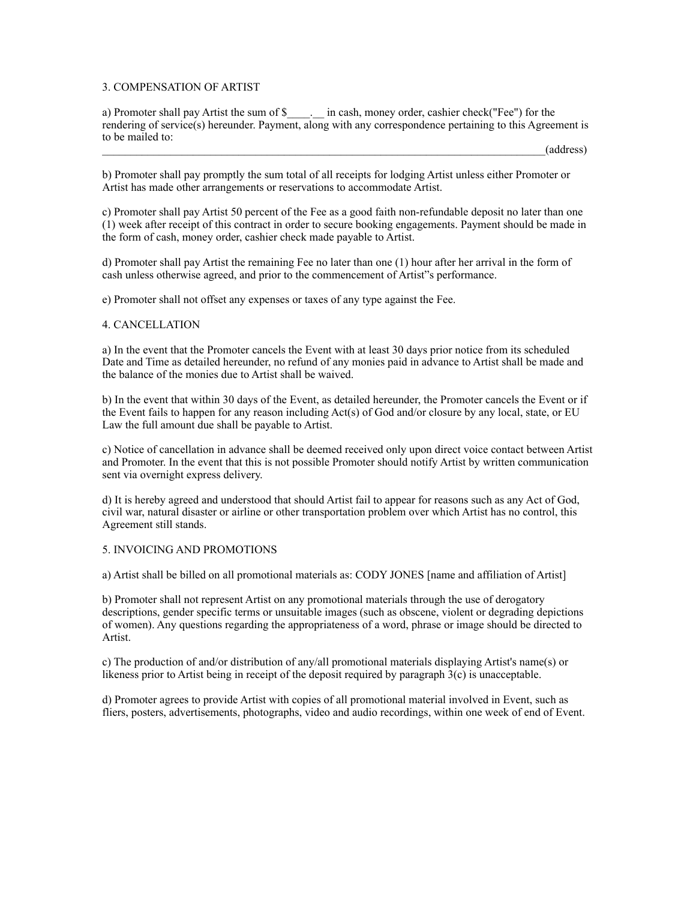## 3. COMPENSATION OF ARTIST

a) Promoter shall pay Artist the sum of $____.__ in cash, money order, cashier check("Fee") for the rendering of service(s) hereunder. Payment, along with any correspondence pertaining to this Agreement is to be mailed to:
_________________________________________________________________________________(address)

b) Promoter shall pay promptly the sum total of all receipts for lodging Artist unless either Promoter or Artist has made other arrangements or reservations to accommodate Artist.

c) Promoter shall pay Artist 50 percent of the Fee as a good faith non-refundable deposit no later than one (1) week after receipt of this contract in order to secure booking engagements. Payment should be made in the form of cash, money order, cashier check made payable to Artist.

d) Promoter shall pay Artist the remaining Fee no later than one (1) hour after her arrival in the form of cash unless otherwise agreed, and prior to the commencement of Artist"s performance.

e) Promoter shall not offset any expenses or taxes of any type against the Fee.

## 4. CANCELLATION

a) In the event that the Promoter cancels the Event with at least 30 days prior notice from its scheduled Date and Time as detailed hereunder, no refund of any monies paid in advance to Artist shall be made and the balance of the monies due to Artist shall be waived.

b) In the event that within 30 days of the Event, as detailed hereunder, the Promoter cancels the Event or if the Event fails to happen for any reason including Act(s) of God and/or closure by any local, state, or EU Law the full amount due shall be payable to Artist.

c) Notice of cancellation in advance shall be deemed received only upon direct voice contact between Artist and Promoter. In the event that this is not possible Promoter should notify Artist by written communication sent via overnight express delivery.

d) It is hereby agreed and understood that should Artist fail to appear for reasons such as any Act of God, civil war, natural disaster or airline or other transportation problem over which Artist has no control, this Agreement still stands.

## 5. INVOICING AND PROMOTIONS

a) Artist shall be billed on all promotional materials as: CODY JONES [name and affiliation of Artist]

b) Promoter shall not represent Artist on any promotional materials through the use of derogatory descriptions, gender specific terms or unsuitable images (such as obscene, violent or degrading depictions of women). Any questions regarding the appropriateness of a word, phrase or image should be directed to Artist.

c) The production of and/or distribution of any/all promotional materials displaying Artist's name(s) or likeness prior to Artist being in receipt of the deposit required by paragraph 3(c) is unacceptable.

d) Promoter agrees to provide Artist with copies of all promotional material involved in Event, such as fliers, posters, advertisements, photographs, video and audio recordings, within one week of end of Event.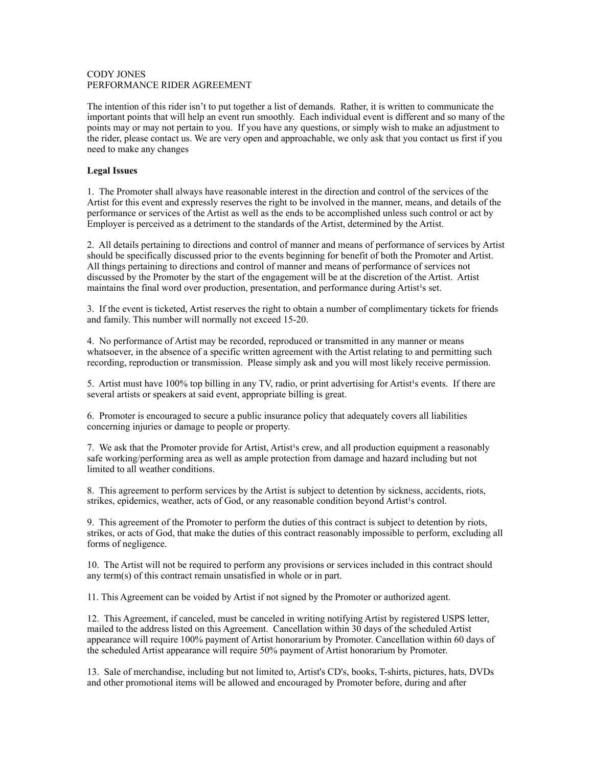CODY JONES
PERFORMANCE RIDER AGREEMENT

The intention of this rider isn't to put together a list of demands. Rather, it is written to communicate the important points that will help an event run smoothly. Each individual event is different and so many of the points may or may not pertain to you. If you have any questions, or simply wish to make an adjustment to the rider, please contact us. We are very open and approachable, we only ask that you contact us first if you need to make any changes

**Legal Issues**

1. The Promoter shall always have reasonable interest in the direction and control of the services of the Artist for this event and expressly reserves the right to be involved in the manner, means, and details of the performance or services of the Artist as well as the ends to be accomplished unless such control or act by Employer is perceived as a detriment to the standards of the Artist, determined by the Artist.

2. All details pertaining to directions and control of manner and means of performance of services by Artist should be specifically discussed prior to the events beginning for benefit of both the Promoter and Artist. All things pertaining to directions and control of manner and means of performance of services not discussed by the Promoter by the start of the engagement will be at the discretion of the Artist. Artist maintains the final word over production, presentation, and performance during Artist¹s set.

3. If the event is ticketed, Artist reserves the right to obtain a number of complimentary tickets for friends and family. This number will normally not exceed 15-20.

4. No performance of Artist may be recorded, reproduced or transmitted in any manner or means whatsoever, in the absence of a specific written agreement with the Artist relating to and permitting such recording, reproduction or transmission. Please simply ask and you will most likely receive permission.

5. Artist must have 100% top billing in any TV, radio, or print advertising for Artist¹s events. If there are several artists or speakers at said event, appropriate billing is great.

6. Promoter is encouraged to secure a public insurance policy that adequately covers all liabilities concerning injuries or damage to people or property.

7. We ask that the Promoter provide for Artist, Artist¹s crew, and all production equipment a reasonably safe working/performing area as well as ample protection from damage and hazard including but not limited to all weather conditions.

8. This agreement to perform services by the Artist is subject to detention by sickness, accidents, riots, strikes, epidemics, weather, acts of God, or any reasonable condition beyond Artist¹s control.

9. This agreement of the Promoter to perform the duties of this contract is subject to detention by riots, strikes, or acts of God, that make the duties of this contract reasonably impossible to perform, excluding all forms of negligence.

10. The Artist will not be required to perform any provisions or services included in this contract should any term(s) of this contract remain unsatisfied in whole or in part.

11. This Agreement can be voided by Artist if not signed by the Promoter or authorized agent.

12. This Agreement, if canceled, must be canceled in writing notifying Artist by registered USPS letter, mailed to the address listed on this Agreement. Cancellation within 30 days of the scheduled Artist appearance will require 100% payment of Artist honorarium by Promoter. Cancellation within 60 days of the scheduled Artist appearance will require 50% payment of Artist honorarium by Promoter.

13. Sale of merchandise, including but not limited to, Artist's CD's, books, T-shirts, pictures, hats, DVDs and other promotional items will be allowed and encouraged by Promoter before, during and after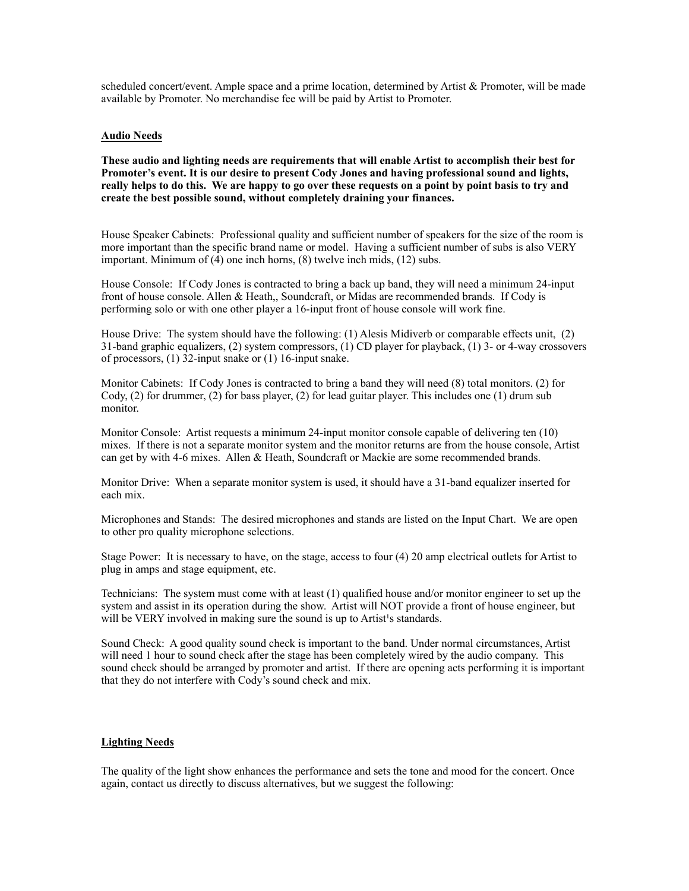scheduled concert/event. Ample space and a prime location, determined by Artist & Promoter, will be made available by Promoter. No merchandise fee will be paid by Artist to Promoter.

## Audio Needs

**These audio and lighting needs are requirements that will enable Artist to accomplish their best for Promoter's event. It is our desire to present Cody Jones and having professional sound and lights, really helps to do this. We are happy to go over these requests on a point by point basis to try and create the best possible sound, without completely draining your finances.**

House Speaker Cabinets: Professional quality and sufficient number of speakers for the size of the room is more important than the specific brand name or model. Having a sufficient number of subs is also VERY important. Minimum of (4) one inch horns, (8) twelve inch mids, (12) subs.

House Console: If Cody Jones is contracted to bring a back up band, they will need a minimum 24-input front of house console. Allen & Heath,, Soundcraft, or Midas are recommended brands. If Cody is performing solo or with one other player a 16-input front of house console will work fine.

House Drive: The system should have the following: (1) Alesis Midiverb or comparable effects unit, (2) 31-band graphic equalizers, (2) system compressors, (1) CD player for playback, (1) 3- or 4-way crossovers of processors, (1) 32-input snake or (1) 16-input snake.

Monitor Cabinets: If Cody Jones is contracted to bring a band they will need (8) total monitors. (2) for Cody, (2) for drummer, (2) for bass player, (2) for lead guitar player. This includes one (1) drum sub monitor.

Monitor Console: Artist requests a minimum 24-input monitor console capable of delivering ten (10) mixes. If there is not a separate monitor system and the monitor returns are from the house console, Artist can get by with 4-6 mixes. Allen & Heath, Soundcraft or Mackie are some recommended brands.

Monitor Drive: When a separate monitor system is used, it should have a 31-band equalizer inserted for each mix.

Microphones and Stands: The desired microphones and stands are listed on the Input Chart. We are open to other pro quality microphone selections.

Stage Power: It is necessary to have, on the stage, access to four (4) 20 amp electrical outlets for Artist to plug in amps and stage equipment, etc.

Technicians: The system must come with at least (1) qualified house and/or monitor engineer to set up the system and assist in its operation during the show. Artist will NOT provide a front of house engineer, but will be VERY involved in making sure the sound is up to Artist's standards.

Sound Check: A good quality sound check is important to the band. Under normal circumstances, Artist will need 1 hour to sound check after the stage has been completely wired by the audio company. This sound check should be arranged by promoter and artist. If there are opening acts performing it is important that they do not interfere with Cody's sound check and mix.

## Lighting Needs

The quality of the light show enhances the performance and sets the tone and mood for the concert. Once again, contact us directly to discuss alternatives, but we suggest the following: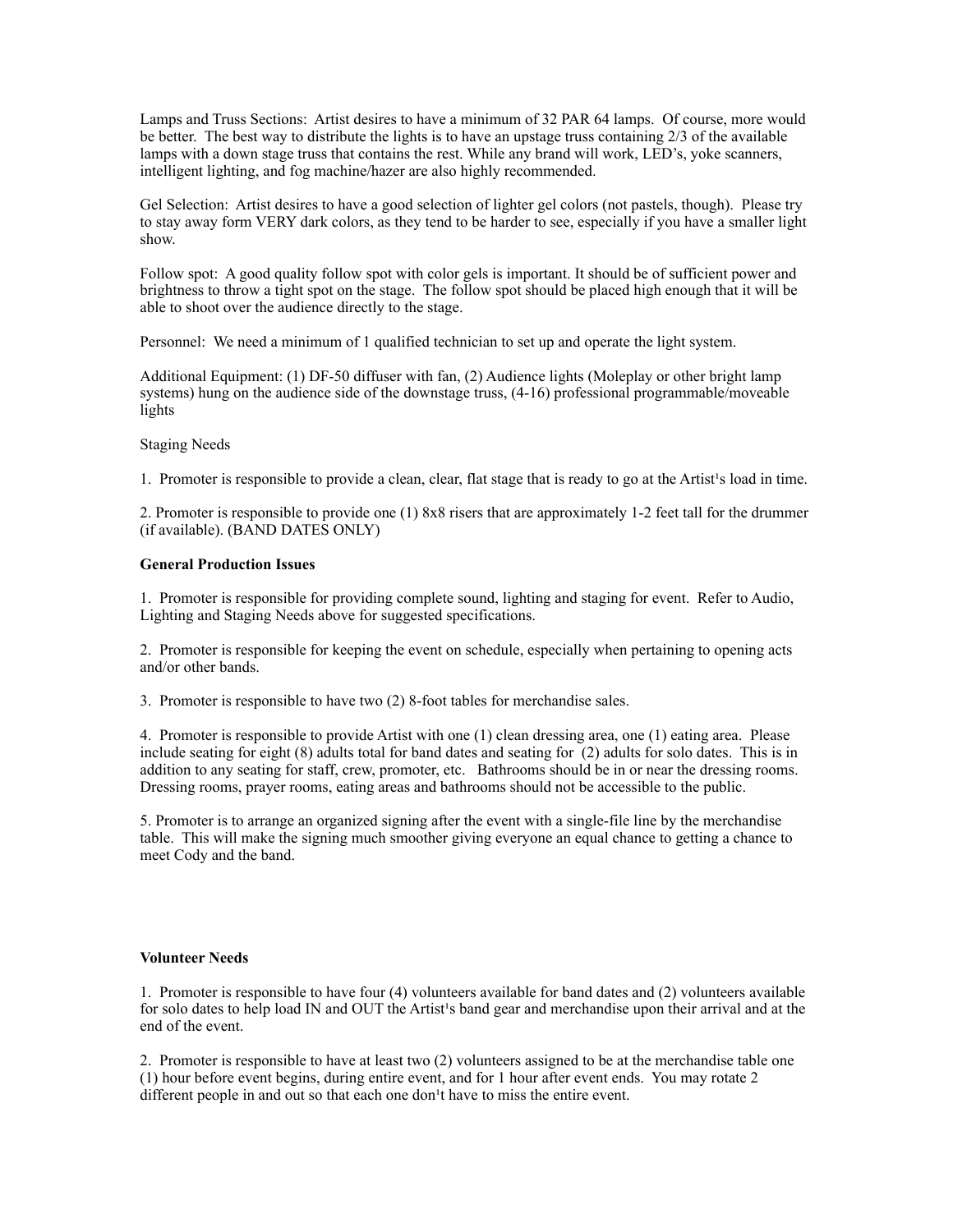Lamps and Truss Sections: Artist desires to have a minimum of 32 PAR 64 lamps. Of course, more would be better. The best way to distribute the lights is to have an upstage truss containing 2/3 of the available lamps with a down stage truss that contains the rest. While any brand will work, LED's, yoke scanners, intelligent lighting, and fog machine/hazer are also highly recommended.

Gel Selection: Artist desires to have a good selection of lighter gel colors (not pastels, though). Please try to stay away form VERY dark colors, as they tend to be harder to see, especially if you have a smaller light show.

Follow spot: A good quality follow spot with color gels is important. It should be of sufficient power and brightness to throw a tight spot on the stage. The follow spot should be placed high enough that it will be able to shoot over the audience directly to the stage.

Personnel: We need a minimum of 1 qualified technician to set up and operate the light system.

Additional Equipment: (1) DF-50 diffuser with fan, (2) Audience lights (Moleplay or other bright lamp systems) hung on the audience side of the downstage truss, (4-16) professional programmable/moveable lights

Staging Needs

1. Promoter is responsible to provide a clean, clear, flat stage that is ready to go at the Artist¹s load in time.

2. Promoter is responsible to provide one (1) 8x8 risers that are approximately 1-2 feet tall for the drummer (if available). (BAND DATES ONLY)

**General Production Issues**

1. Promoter is responsible for providing complete sound, lighting and staging for event. Refer to Audio, Lighting and Staging Needs above for suggested specifications.

2. Promoter is responsible for keeping the event on schedule, especially when pertaining to opening acts and/or other bands.

3. Promoter is responsible to have two (2) 8-foot tables for merchandise sales.

4. Promoter is responsible to provide Artist with one (1) clean dressing area, one (1) eating area. Please include seating for eight (8) adults total for band dates and seating for (2) adults for solo dates. This is in addition to any seating for staff, crew, promoter, etc. Bathrooms should be in or near the dressing rooms. Dressing rooms, prayer rooms, eating areas and bathrooms should not be accessible to the public.

5. Promoter is to arrange an organized signing after the event with a single-file line by the merchandise table. This will make the signing much smoother giving everyone an equal chance to getting a chance to meet Cody and the band.

**Volunteer Needs**

1. Promoter is responsible to have four (4) volunteers available for band dates and (2) volunteers available for solo dates to help load IN and OUT the Artist¹s band gear and merchandise upon their arrival and at the end of the event.

2. Promoter is responsible to have at least two (2) volunteers assigned to be at the merchandise table one (1) hour before event begins, during entire event, and for 1 hour after event ends. You may rotate 2 different people in and out so that each one don¹t have to miss the entire event.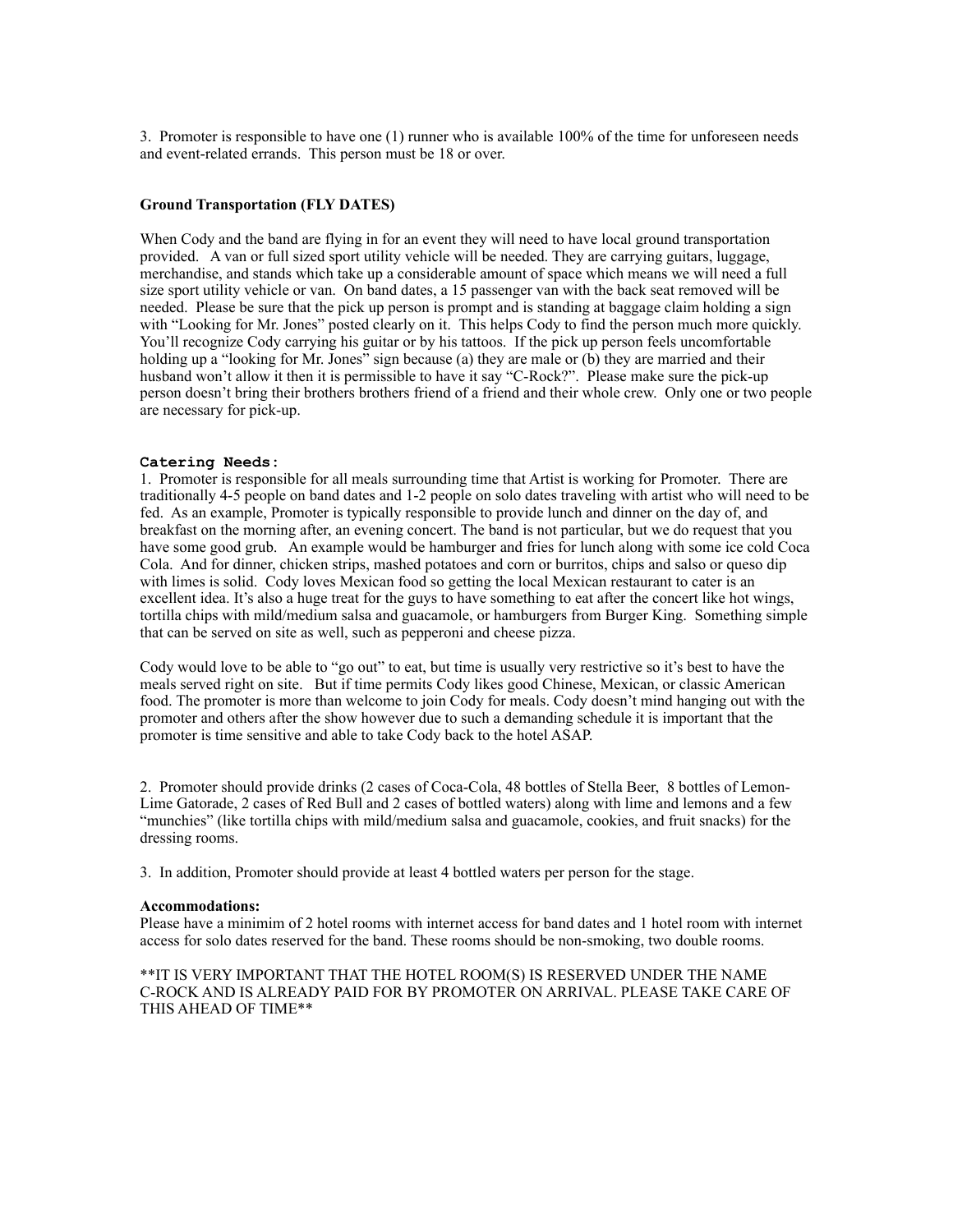3. Promoter is responsible to have one (1) runner who is available 100% of the time for unforeseen needs and event-related errands. This person must be 18 or over.

**Ground Transportation (FLY DATES)**

When Cody and the band are flying in for an event they will need to have local ground transportation provided. A van or full sized sport utility vehicle will be needed. They are carrying guitars, luggage, merchandise, and stands which take up a considerable amount of space which means we will need a full size sport utility vehicle or van. On band dates, a 15 passenger van with the back seat removed will be needed. Please be sure that the pick up person is prompt and is standing at baggage claim holding a sign with "Looking for Mr. Jones" posted clearly on it. This helps Cody to find the person much more quickly. You'll recognize Cody carrying his guitar or by his tattoos. If the pick up person feels uncomfortable holding up a "looking for Mr. Jones" sign because (a) they are male or (b) they are married and their husband won't allow it then it is permissible to have it say "C-Rock?". Please make sure the pick-up person doesn't bring their brothers brothers friend of a friend and their whole crew. Only one or two people are necessary for pick-up.

**Catering Needs:**

1. Promoter is responsible for all meals surrounding time that Artist is working for Promoter. There are traditionally 4-5 people on band dates and 1-2 people on solo dates traveling with artist who will need to be fed. As an example, Promoter is typically responsible to provide lunch and dinner on the day of, and breakfast on the morning after, an evening concert. The band is not particular, but we do request that you have some good grub. An example would be hamburger and fries for lunch along with some ice cold Coca Cola. And for dinner, chicken strips, mashed potatoes and corn or burritos, chips and salso or queso dip with limes is solid. Cody loves Mexican food so getting the local Mexican restaurant to cater is an excellent idea. It's also a huge treat for the guys to have something to eat after the concert like hot wings, tortilla chips with mild/medium salsa and guacamole, or hamburgers from Burger King. Something simple that can be served on site as well, such as pepperoni and cheese pizza.

Cody would love to be able to "go out" to eat, but time is usually very restrictive so it's best to have the meals served right on site. But if time permits Cody likes good Chinese, Mexican, or classic American food. The promoter is more than welcome to join Cody for meals. Cody doesn't mind hanging out with the promoter and others after the show however due to such a demanding schedule it is important that the promoter is time sensitive and able to take Cody back to the hotel ASAP.

2. Promoter should provide drinks (2 cases of Coca-Cola, 48 bottles of Stella Beer, 8 bottles of Lemon-Lime Gatorade, 2 cases of Red Bull and 2 cases of bottled waters) along with lime and lemons and a few "munchies" (like tortilla chips with mild/medium salsa and guacamole, cookies, and fruit snacks) for the dressing rooms.

3. In addition, Promoter should provide at least 4 bottled waters per person for the stage.

**Accommodations:**

Please have a minimim of 2 hotel rooms with internet access for band dates and 1 hotel room with internet access for solo dates reserved for the band. These rooms should be non-smoking, two double rooms.

**IT IS VERY IMPORTANT THAT THE HOTEL ROOM(S) IS RESERVED UNDER THE NAME C-ROCK AND IS ALREADY PAID FOR BY PROMOTER ON ARRIVAL. PLEASE TAKE CARE OF THIS AHEAD OF TIME**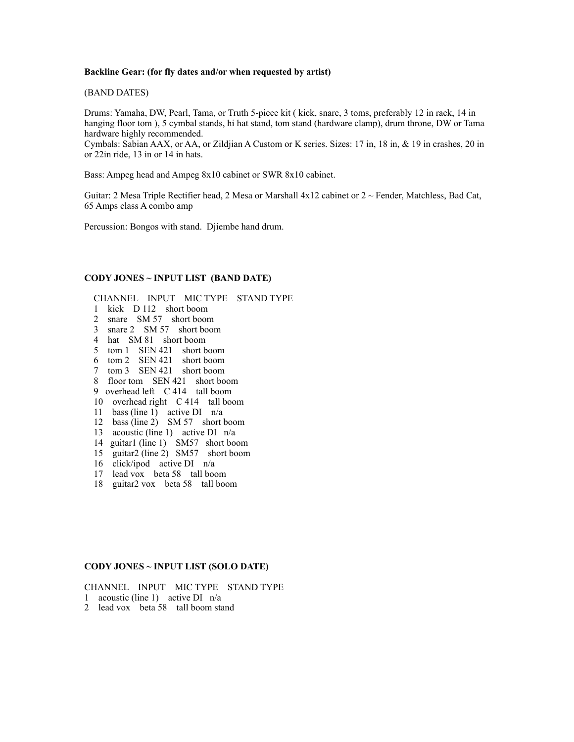**Backline Gear: (for fly dates and/or when requested by artist)**

(BAND DATES)

Drums: Yamaha, DW, Pearl, Tama, or Truth 5-piece kit ( kick, snare, 3 toms, preferably 12 in rack, 14 in hanging floor tom ), 5 cymbal stands, hi hat stand, tom stand (hardware clamp), drum throne, DW or Tama hardware highly recommended.
Cymbals: Sabian AAX, or AA, or Zildjian A Custom or K series. Sizes: 17 in, 18 in, & 19 in crashes, 20 in or 22in ride, 13 in or 14 in hats.

Bass: Ampeg head and Ampeg 8x10 cabinet or SWR 8x10 cabinet.

Guitar: 2 Mesa Triple Rectifier head, 2 Mesa or Marshall 4x12 cabinet or 2 ~ Fender, Matchless, Bad Cat, 65 Amps class A combo amp

Percussion: Bongos with stand. Djiembe hand drum.

**CODY JONES ~ INPUT LIST (BAND DATE)**

| CHANNEL | INPUT | MIC TYPE | STAND TYPE |
|---|---|---|---|
| 1 | kick | D 112 | short boom |
| 2 | snare | SM 57 | short boom |
| 3 | snare 2 | SM 57 | short boom |
| 4 | hat | SM 81 | short boom |
| 5 | tom 1 | SEN 421 | short boom |
| 6 | tom 2 | SEN 421 | short boom |
| 7 | tom 3 | SEN 421 | short boom |
| 8 | floor tom | SEN 421 | short boom |
| 9 | overhead left | C 414 | tall boom |
| 10 | overhead right | C 414 | tall boom |
| 11 | bass (line 1) | active DI | n/a |
| 12 | bass (line 2) | SM 57 | short boom |
| 13 | acoustic (line 1) | active DI | n/a |
| 14 | guitar1 (line 1) | SM57 | short boom |
| 15 | guitar2 (line 2) | SM57 | short boom |
| 16 | click/ipod | active DI | n/a |
| 17 | lead vox | beta 58 | tall boom |
| 18 | guitar2 vox | beta 58 | tall boom |

**CODY JONES ~ INPUT LIST (SOLO DATE)**

| CHANNEL | INPUT | MIC TYPE | STAND TYPE |
|---|---|---|---|
| 1 | acoustic (line 1) | active DI | n/a |
| 2 | lead vox | beta 58 | tall boom stand |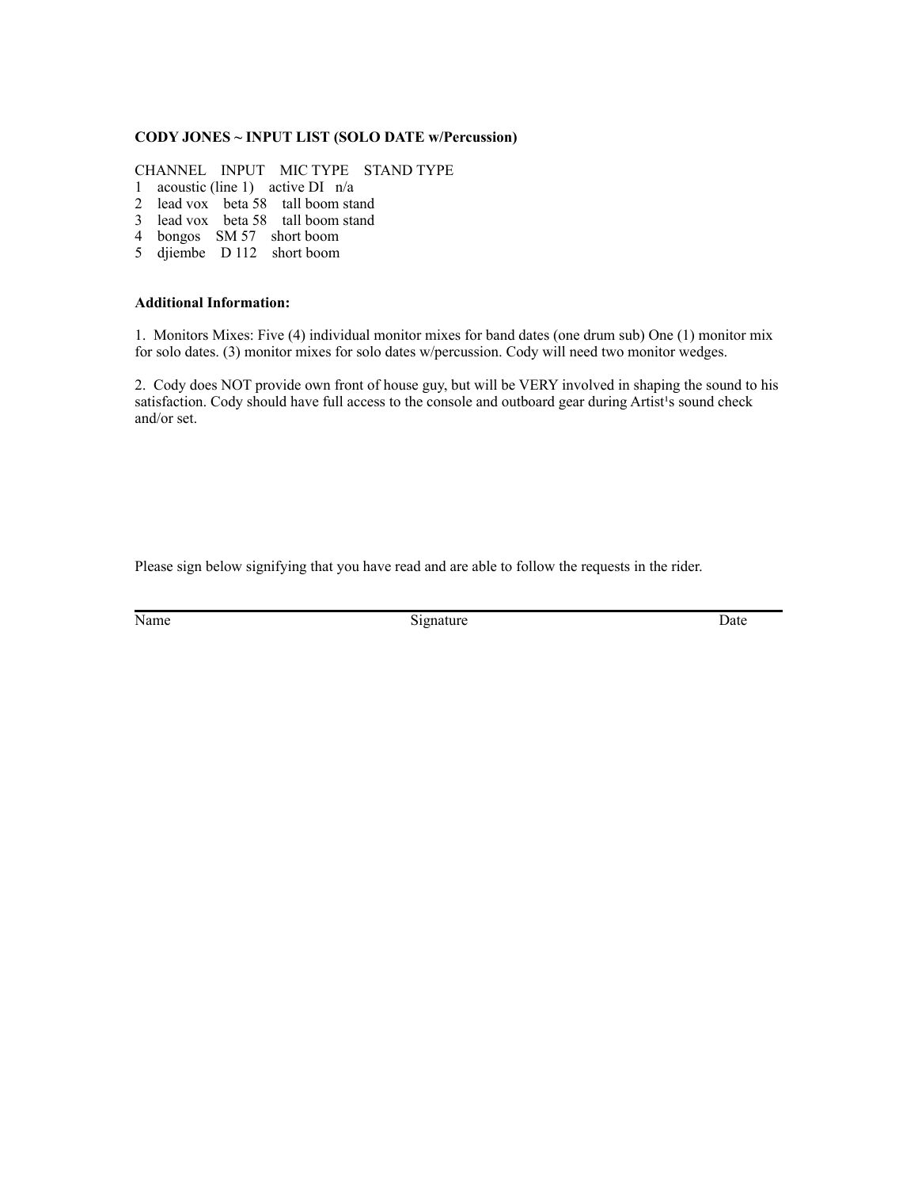**CODY JONES ~ INPUT LIST (SOLO DATE w/Percussion)**

| CHANNEL | INPUT | MIC TYPE | STAND TYPE |
| --- | --- | --- | --- |
| 1 | acoustic (line 1) | active DI | n/a |
| 2 | lead vox | beta 58 | tall boom stand |
| 3 | lead vox | beta 58 | tall boom stand |
| 4 | bongos | SM 57 | short boom |
| 5 | djiembe | D 112 | short boom |

**Additional Information:**

1. Monitors Mixes: Five (4) individual monitor mixes for band dates (one drum sub) One (1) monitor mix for solo dates. (3) monitor mixes for solo dates w/percussion. Cody will need two monitor wedges.

2. Cody does NOT provide own front of house guy, but will be VERY involved in shaping the sound to his satisfaction. Cody should have full access to the console and outboard gear during Artist¹s sound check and/or set.

Please sign below signifying that you have read and are able to follow the requests in the rider.

Name Signature Date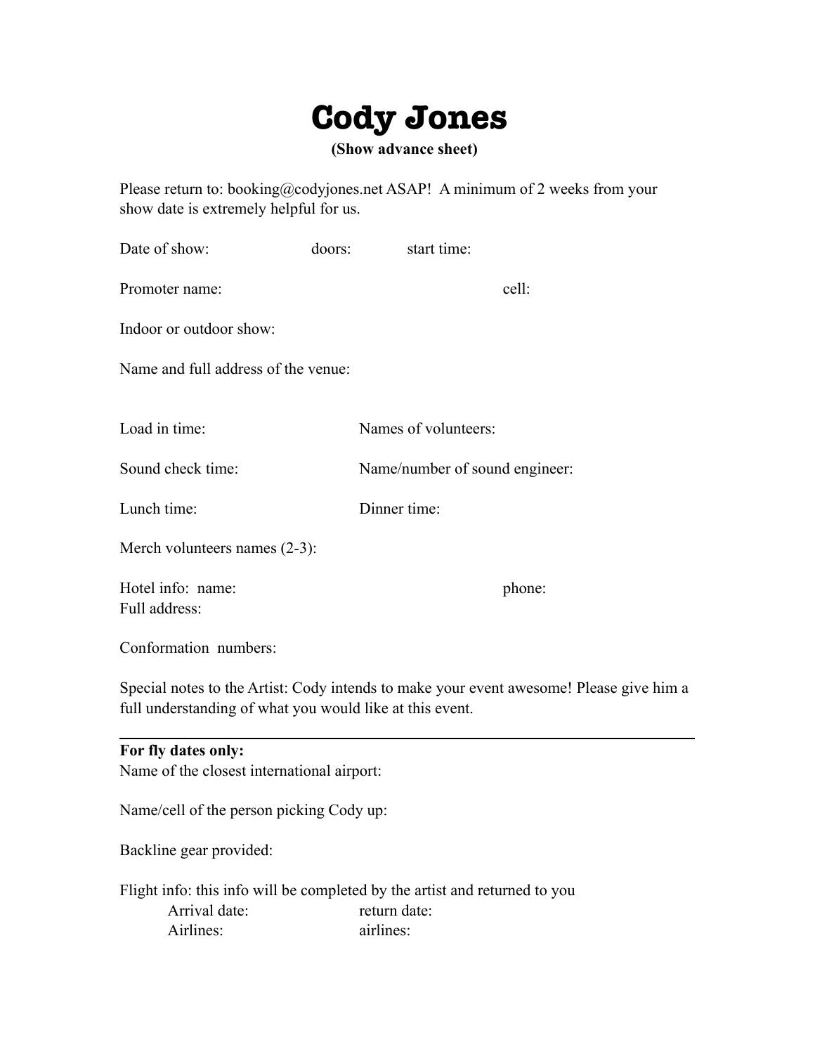# Cody Jones

**(Show advance sheet)**

Please return to: booking@codyjones.net ASAP! A minimum of 2 weeks from your show date is extremely helpful for us.

Date of show: doors: start time:

Promoter name: cell:

Indoor or outdoor show:

Name and full address of the venue:

Load in time: Names of volunteers:

Sound check time: Name/number of sound engineer:

Lunch time: Dinner time:

Merch volunteers names (2-3):

Hotel info: name: phone:
Full address:

Conformation numbers:

Special notes to the Artist: Cody intends to make your event awesome! Please give him a full understanding of what you would like at this event.

---

**For fly dates only:**
Name of the closest international airport:

Name/cell of the person picking Cody up:

Backline gear provided:

Flight info: this info will be completed by the artist and returned to you
Arrival date: return date:
Airlines: airlines: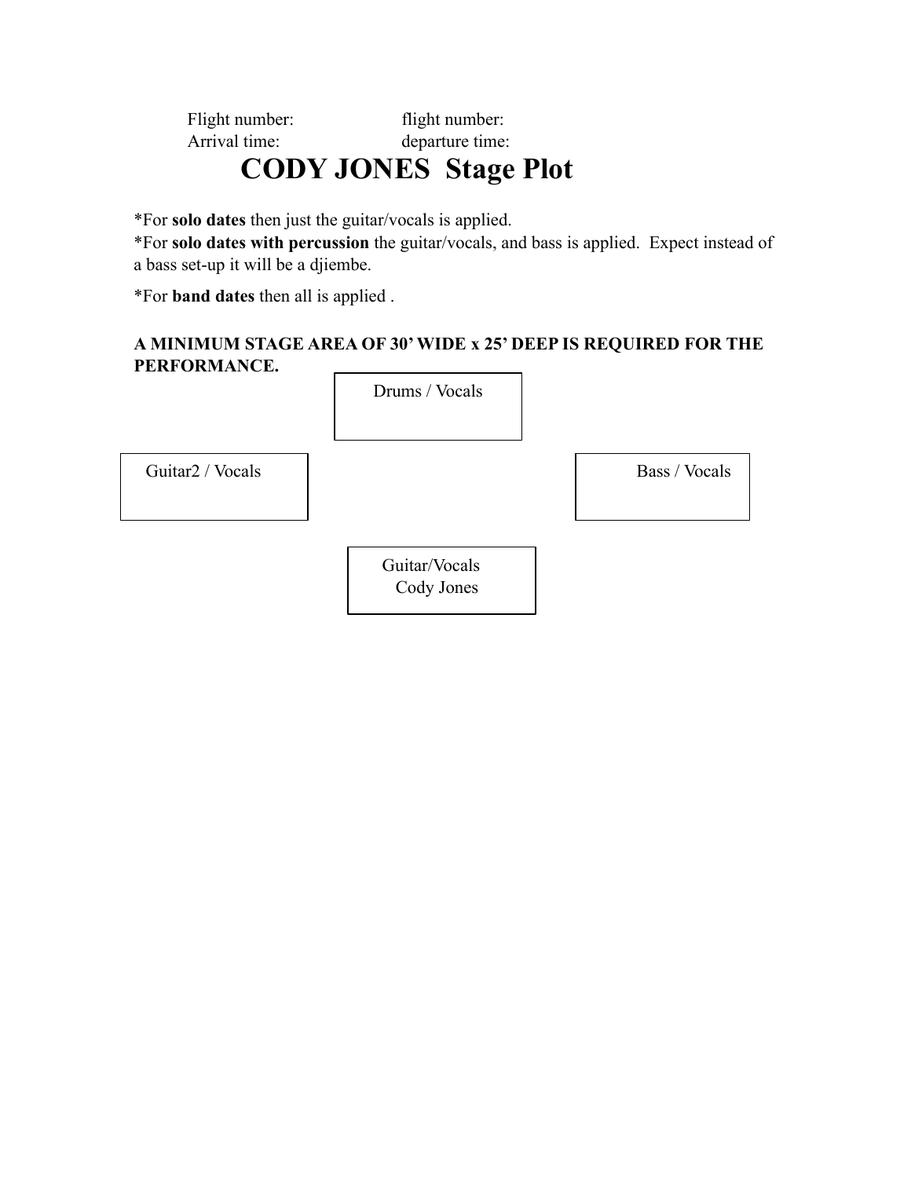Flight number: flight number:
Arrival time: departure time:

# CODY JONES Stage Plot

*For **solo dates** then just the guitar/vocals is applied.
*For **solo dates with percussion** the guitar/vocals, and bass is applied. Expect instead of a bass set-up it will be a djiembe.

*For **band dates** then all is applied .

**A MINIMUM STAGE AREA OF 30' WIDE x 25' DEEP IS REQUIRED FOR THE PERFORMANCE.**

Drums / Vocals

Guitar2 / Vocals

Bass / Vocals

Guitar/Vocals
Cody Jones